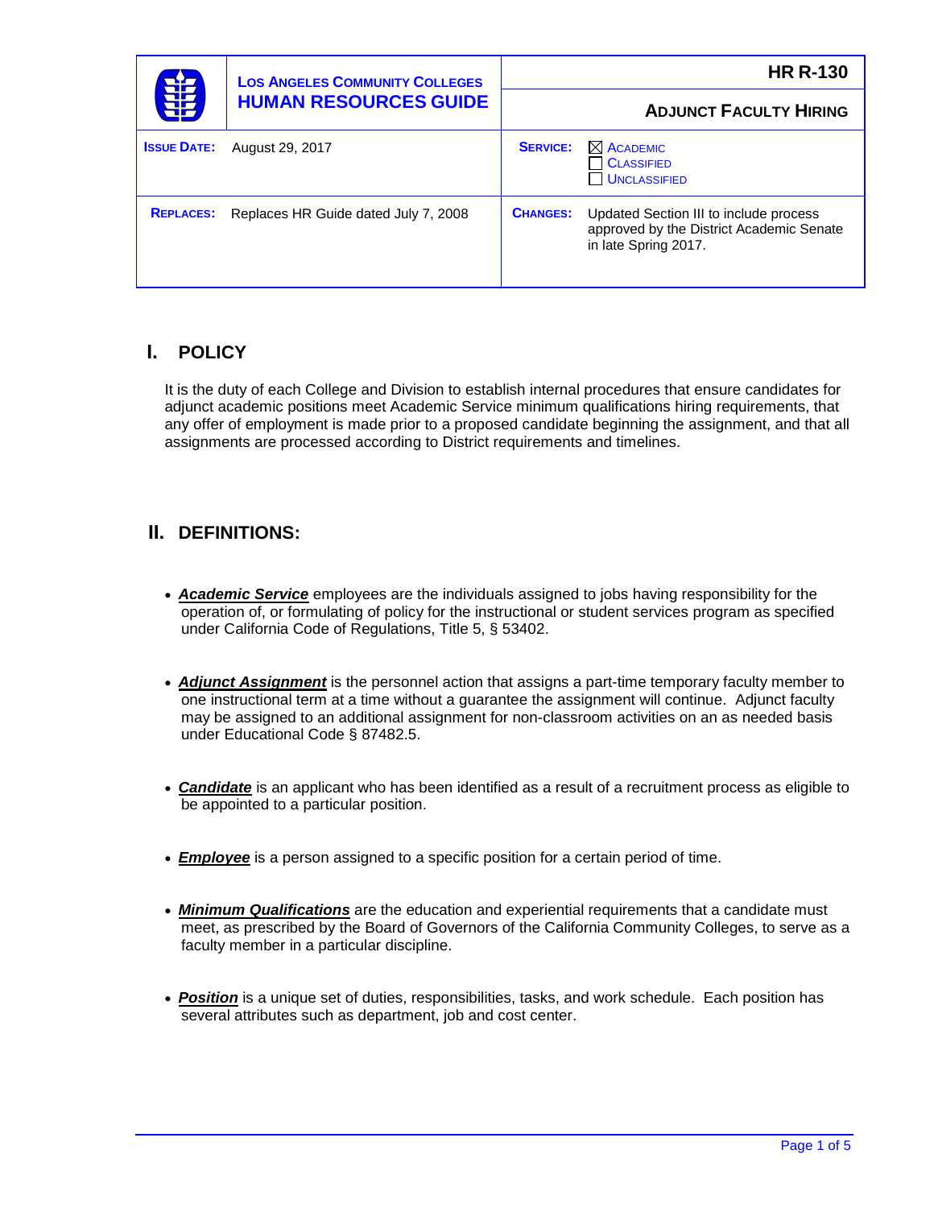| | LOS ANGELES COMMUNITY COLLEGES HUMAN RESOURCES GUIDE | HR R-130 ADJUNCT FACULTY HIRING |
|---|---|---|
| **ISSUE DATE:** | August 29, 2017 | **SERVICE:** ☒ ACADEMIC ☐ CLASSIFIED ☐ UNCLASSIFIED |
| **REPLACES:** | Replaces HR Guide dated July 7, 2008 | **CHANGES:** Updated Section III to include process approved by the District Academic Senate in late Spring 2017. |

## I. POLICY

It is the duty of each College and Division to establish internal procedures that ensure candidates for adjunct academic positions meet Academic Service minimum qualifications hiring requirements, that any offer of employment is made prior to a proposed candidate beginning the assignment, and that all assignments are processed according to District requirements and timelines.

## II. DEFINITIONS:

- ***Academic Service*** employees are the individuals assigned to jobs having responsibility for the operation of, or formulating of policy for the instructional or student services program as specified under California Code of Regulations, Title 5, § 53402.

- ***Adjunct Assignment*** is the personnel action that assigns a part-time temporary faculty member to one instructional term at a time without a guarantee the assignment will continue. Adjunct faculty may be assigned to an additional assignment for non-classroom activities on an as needed basis under Educational Code § 87482.5.

- ***Candidate*** is an applicant who has been identified as a result of a recruitment process as eligible to be appointed to a particular position.

- ***Employee*** is a person assigned to a specific position for a certain period of time.

- ***Minimum Qualifications*** are the education and experiential requirements that a candidate must meet, as prescribed by the Board of Governors of the California Community Colleges, to serve as a faculty member in a particular discipline.

- ***Position*** is a unique set of duties, responsibilities, tasks, and work schedule. Each position has several attributes such as department, job and cost center.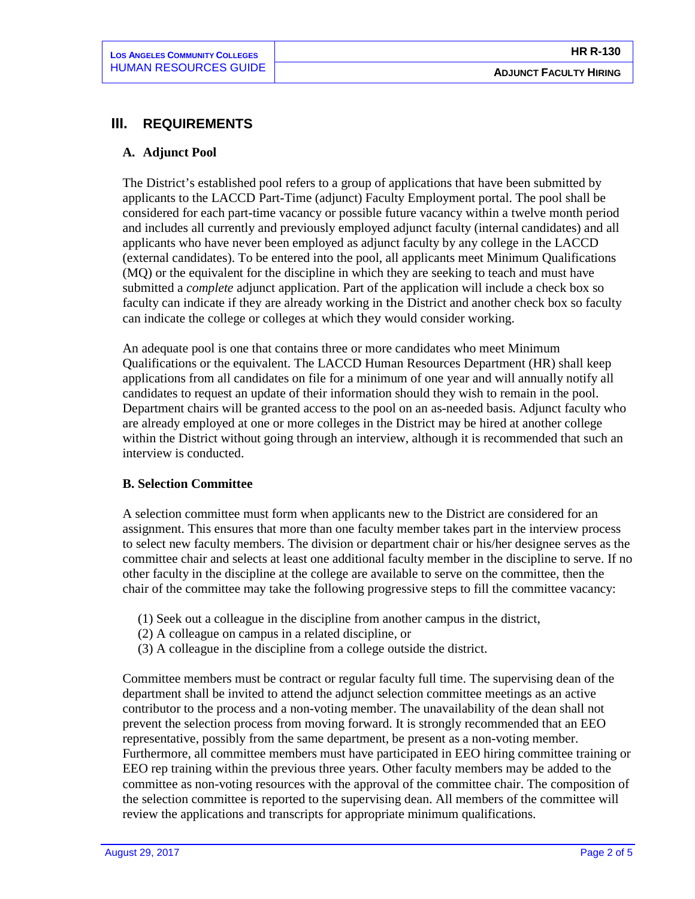## III. REQUIREMENTS

### A. Adjunct Pool

The District's established pool refers to a group of applications that have been submitted by applicants to the LACCD Part-Time (adjunct) Faculty Employment portal. The pool shall be considered for each part-time vacancy or possible future vacancy within a twelve month period and includes all currently and previously employed adjunct faculty (internal candidates) and all applicants who have never been employed as adjunct faculty by any college in the LACCD (external candidates). To be entered into the pool, all applicants meet Minimum Qualifications (MQ) or the equivalent for the discipline in which they are seeking to teach and must have submitted a *complete* adjunct application. Part of the application will include a check box so faculty can indicate if they are already working in the District and another check box so faculty can indicate the college or colleges at which they would consider working.

An adequate pool is one that contains three or more candidates who meet Minimum Qualifications or the equivalent. The LACCD Human Resources Department (HR) shall keep applications from all candidates on file for a minimum of one year and will annually notify all candidates to request an update of their information should they wish to remain in the pool. Department chairs will be granted access to the pool on an as-needed basis. Adjunct faculty who are already employed at one or more colleges in the District may be hired at another college within the District without going through an interview, although it is recommended that such an interview is conducted.

### B. Selection Committee

A selection committee must form when applicants new to the District are considered for an assignment. This ensures that more than one faculty member takes part in the interview process to select new faculty members. The division or department chair or his/her designee serves as the committee chair and selects at least one additional faculty member in the discipline to serve. If no other faculty in the discipline at the college are available to serve on the committee, then the chair of the committee may take the following progressive steps to fill the committee vacancy:

(1) Seek out a colleague in the discipline from another campus in the district,
(2) A colleague on campus in a related discipline, or
(3) A colleague in the discipline from a college outside the district.

Committee members must be contract or regular faculty full time. The supervising dean of the department shall be invited to attend the adjunct selection committee meetings as an active contributor to the process and a non-voting member. The unavailability of the dean shall not prevent the selection process from moving forward. It is strongly recommended that an EEO representative, possibly from the same department, be present as a non-voting member. Furthermore, all committee members must have participated in EEO hiring committee training or EEO rep training within the previous three years. Other faculty members may be added to the committee as non-voting resources with the approval of the committee chair. The composition of the selection committee is reported to the supervising dean. All members of the committee will review the applications and transcripts for appropriate minimum qualifications.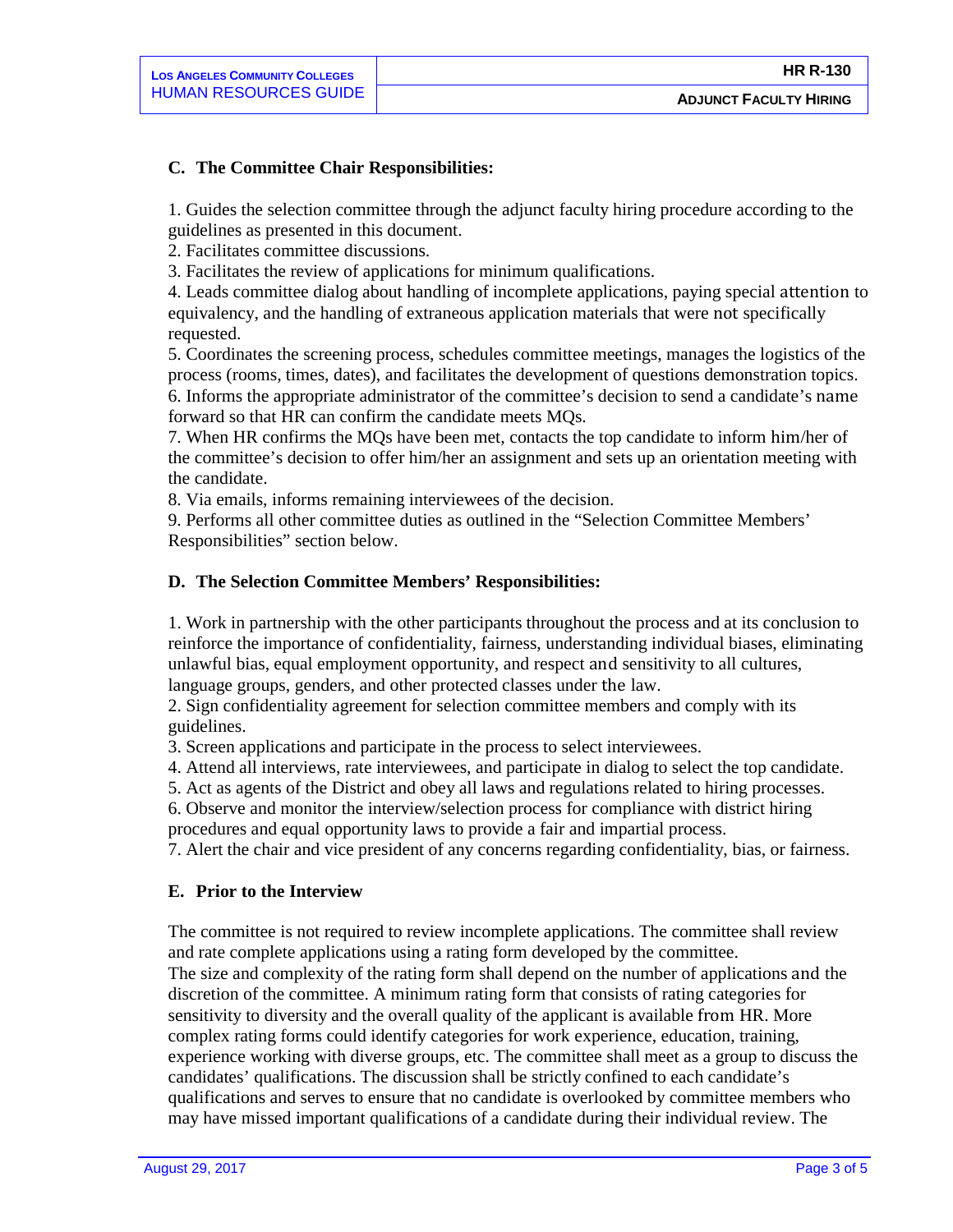### C. The Committee Chair Responsibilities:

1. Guides the selection committee through the adjunct faculty hiring procedure according to the guidelines as presented in this document.
2. Facilitates committee discussions.
3. Facilitates the review of applications for minimum qualifications.
4. Leads committee dialog about handling of incomplete applications, paying special attention to equivalency, and the handling of extraneous application materials that were not specifically requested.
5. Coordinates the screening process, schedules committee meetings, manages the logistics of the process (rooms, times, dates), and facilitates the development of questions demonstration topics.
6. Informs the appropriate administrator of the committee's decision to send a candidate's name forward so that HR can confirm the candidate meets MQs.
7. When HR confirms the MQs have been met, contacts the top candidate to inform him/her of the committee's decision to offer him/her an assignment and sets up an orientation meeting with the candidate.
8. Via emails, informs remaining interviewees of the decision.
9. Performs all other committee duties as outlined in the "Selection Committee Members' Responsibilities" section below.

### D. The Selection Committee Members' Responsibilities:

1. Work in partnership with the other participants throughout the process and at its conclusion to reinforce the importance of confidentiality, fairness, understanding individual biases, eliminating unlawful bias, equal employment opportunity, and respect and sensitivity to all cultures, language groups, genders, and other protected classes under the law.
2. Sign confidentiality agreement for selection committee members and comply with its guidelines.
3. Screen applications and participate in the process to select interviewees.
4. Attend all interviews, rate interviewees, and participate in dialog to select the top candidate.
5. Act as agents of the District and obey all laws and regulations related to hiring processes.
6. Observe and monitor the interview/selection process for compliance with district hiring procedures and equal opportunity laws to provide a fair and impartial process.
7. Alert the chair and vice president of any concerns regarding confidentiality, bias, or fairness.

### E. Prior to the Interview

The committee is not required to review incomplete applications. The committee shall review and rate complete applications using a rating form developed by the committee.
The size and complexity of the rating form shall depend on the number of applications and the discretion of the committee. A minimum rating form that consists of rating categories for sensitivity to diversity and the overall quality of the applicant is available from HR. More complex rating forms could identify categories for work experience, education, training, experience working with diverse groups, etc. The committee shall meet as a group to discuss the candidates' qualifications. The discussion shall be strictly confined to each candidate's qualifications and serves to ensure that no candidate is overlooked by committee members who may have missed important qualifications of a candidate during their individual review. The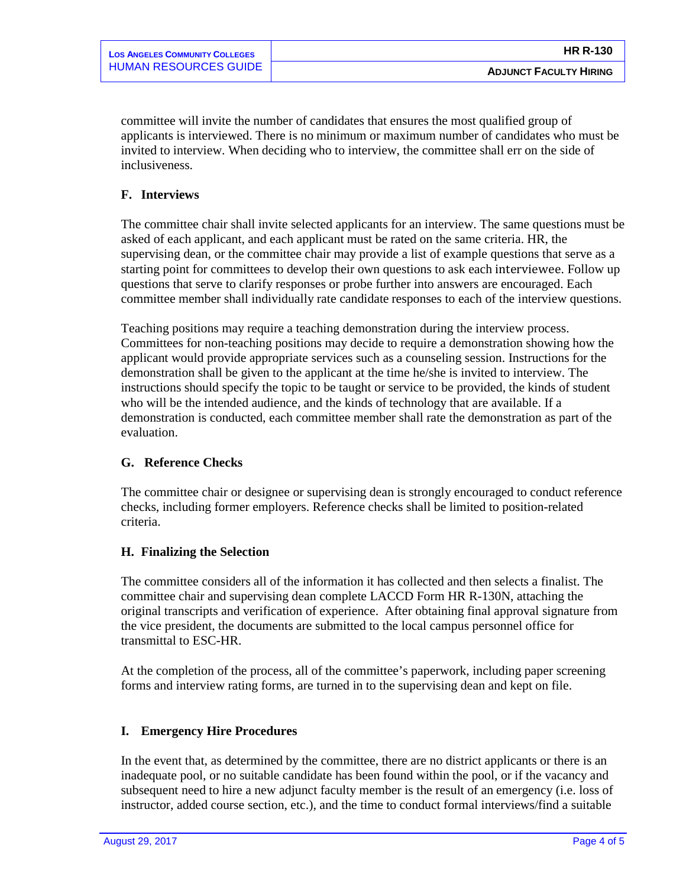committee will invite the number of candidates that ensures the most qualified group of applicants is interviewed. There is no minimum or maximum number of candidates who must be invited to interview. When deciding who to interview, the committee shall err on the side of inclusiveness.

### F. Interviews

The committee chair shall invite selected applicants for an interview. The same questions must be asked of each applicant, and each applicant must be rated on the same criteria. HR, the supervising dean, or the committee chair may provide a list of example questions that serve as a starting point for committees to develop their own questions to ask each interviewee. Follow up questions that serve to clarify responses or probe further into answers are encouraged. Each committee member shall individually rate candidate responses to each of the interview questions.

Teaching positions may require a teaching demonstration during the interview process. Committees for non-teaching positions may decide to require a demonstration showing how the applicant would provide appropriate services such as a counseling session. Instructions for the demonstration shall be given to the applicant at the time he/she is invited to interview. The instructions should specify the topic to be taught or service to be provided, the kinds of student who will be the intended audience, and the kinds of technology that are available. If a demonstration is conducted, each committee member shall rate the demonstration as part of the evaluation.

### G. Reference Checks

The committee chair or designee or supervising dean is strongly encouraged to conduct reference checks, including former employers. Reference checks shall be limited to position-related criteria.

### H. Finalizing the Selection

The committee considers all of the information it has collected and then selects a finalist. The committee chair and supervising dean complete LACCD Form HR R-130N, attaching the original transcripts and verification of experience. After obtaining final approval signature from the vice president, the documents are submitted to the local campus personnel office for transmittal to ESC-HR.

At the completion of the process, all of the committee's paperwork, including paper screening forms and interview rating forms, are turned in to the supervising dean and kept on file.

### I. Emergency Hire Procedures

In the event that, as determined by the committee, there are no district applicants or there is an inadequate pool, or no suitable candidate has been found within the pool, or if the vacancy and subsequent need to hire a new adjunct faculty member is the result of an emergency (i.e. loss of instructor, added course section, etc.), and the time to conduct formal interviews/find a suitable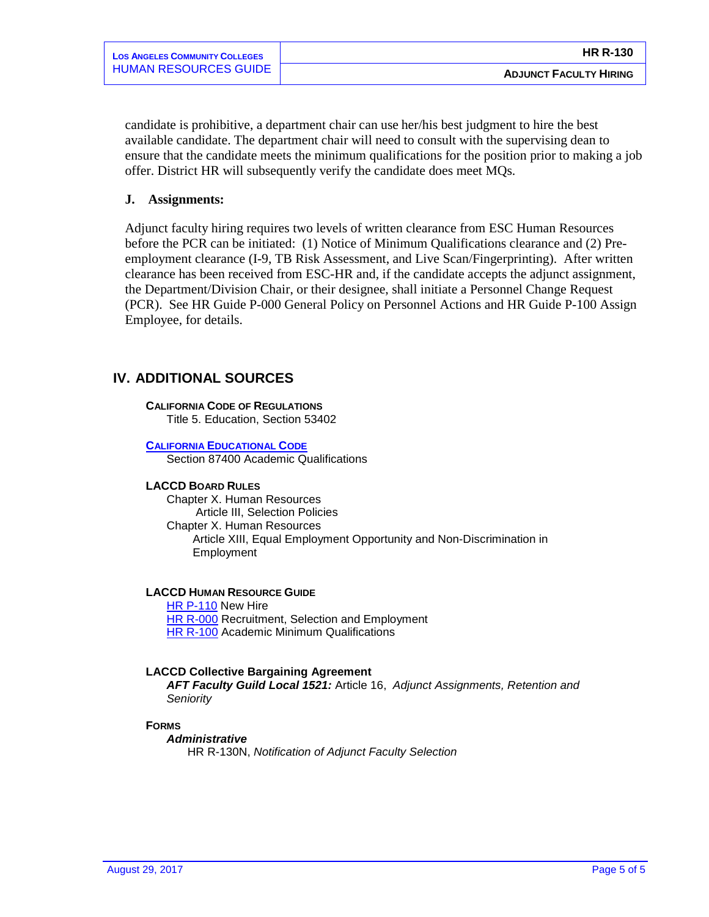candidate is prohibitive, a department chair can use her/his best judgment to hire the best available candidate. The department chair will need to consult with the supervising dean to ensure that the candidate meets the minimum qualifications for the position prior to making a job offer. District HR will subsequently verify the candidate does meet MQs.

### J. Assignments:

Adjunct faculty hiring requires two levels of written clearance from ESC Human Resources before the PCR can be initiated: (1) Notice of Minimum Qualifications clearance and (2) Pre-employment clearance (I-9, TB Risk Assessment, and Live Scan/Fingerprinting). After written clearance has been received from ESC-HR and, if the candidate accepts the adjunct assignment, the Department/Division Chair, or their designee, shall initiate a Personnel Change Request (PCR). See HR Guide P-000 General Policy on Personnel Actions and HR Guide P-100 Assign Employee, for details.

## IV. ADDITIONAL SOURCES

**CALIFORNIA CODE OF REGULATIONS**
Title 5. Education, Section 53402

**CALIFORNIA EDUCATIONAL CODE**
Section 87400 Academic Qualifications

**LACCD BOARD RULES**
Chapter X. Human Resources
Article III, Selection Policies
Chapter X. Human Resources
Article XIII, Equal Employment Opportunity and Non-Discrimination in Employment

**LACCD HUMAN RESOURCE GUIDE**
HR P-110 New Hire
HR R-000 Recruitment, Selection and Employment
HR R-100 Academic Minimum Qualifications

**LACCD Collective Bargaining Agreement**
***AFT Faculty Guild Local 1521:*** Article 16, *Adjunct Assignments, Retention and Seniority*

**FORMS**
***Administrative***
HR R-130N, *Notification of Adjunct Faculty Selection*